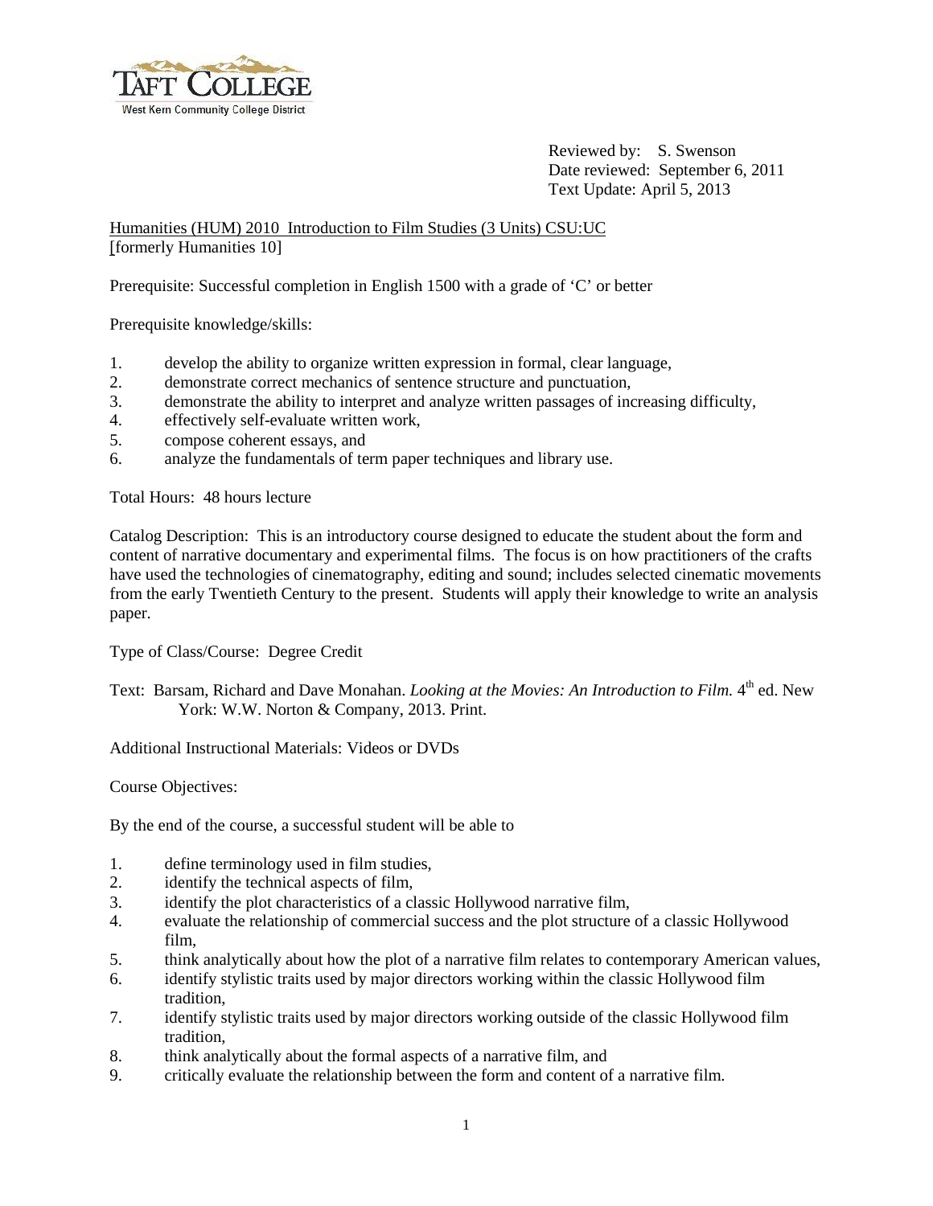TAFT COLLEGE
West Kern Community College District

Reviewed by: S. Swenson
Date reviewed: September 6, 2011
Text Update: April 5, 2013

Humanities (HUM) 2010 Introduction to Film Studies (3 Units) CSU:UC
[formerly Humanities 10]

Prerequisite: Successful completion in English 1500 with a grade of 'C' or better

Prerequisite knowledge/skills:

1. develop the ability to organize written expression in formal, clear language,
2. demonstrate correct mechanics of sentence structure and punctuation,
3. demonstrate the ability to interpret and analyze written passages of increasing difficulty,
4. effectively self-evaluate written work,
5. compose coherent essays, and
6. analyze the fundamentals of term paper techniques and library use.

Total Hours: 48 hours lecture

Catalog Description: This is an introductory course designed to educate the student about the form and content of narrative documentary and experimental films. The focus is on how practitioners of the crafts have used the technologies of cinematography, editing and sound; includes selected cinematic movements from the early Twentieth Century to the present. Students will apply their knowledge to write an analysis paper.

Type of Class/Course: Degree Credit

Text: Barsam, Richard and Dave Monahan. *Looking at the Movies: An Introduction to Film.* 4th ed. New York: W.W. Norton & Company, 2013. Print.

Additional Instructional Materials: Videos or DVDs

Course Objectives:

By the end of the course, a successful student will be able to

1. define terminology used in film studies,
2. identify the technical aspects of film,
3. identify the plot characteristics of a classic Hollywood narrative film,
4. evaluate the relationship of commercial success and the plot structure of a classic Hollywood film,
5. think analytically about how the plot of a narrative film relates to contemporary American values,
6. identify stylistic traits used by major directors working within the classic Hollywood film tradition,
7. identify stylistic traits used by major directors working outside of the classic Hollywood film tradition,
8. think analytically about the formal aspects of a narrative film, and
9. critically evaluate the relationship between the form and content of a narrative film.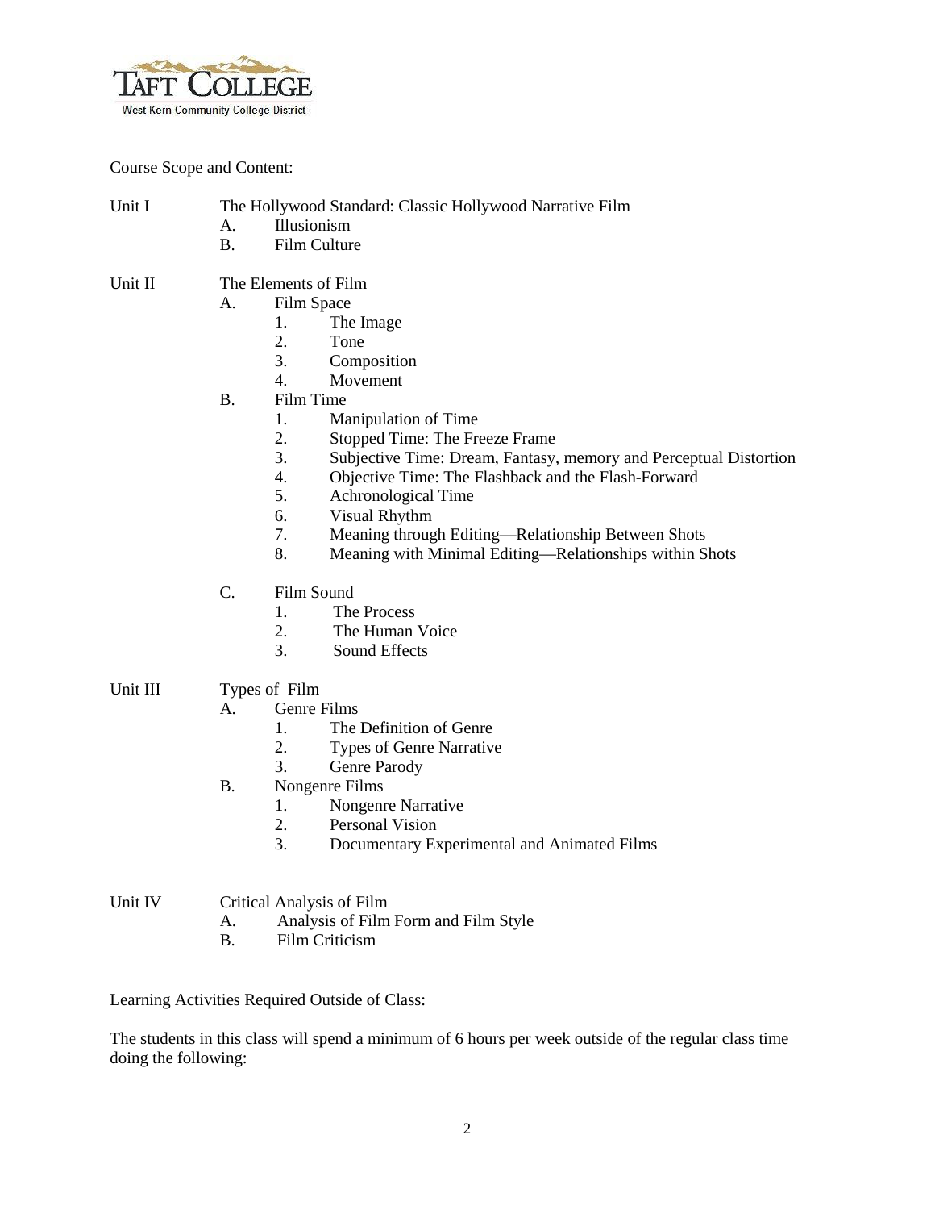Course Scope and Content:

Unit I — The Hollywood Standard: Classic Hollywood Narrative Film

- A. Illusionism
- B. Film Culture

Unit II — The Elements of Film

- A. Film Space
  1. The Image
  2. Tone
  3. Composition
  4. Movement
- B. Film Time
  1. Manipulation of Time
  2. Stopped Time: The Freeze Frame
  3. Subjective Time: Dream, Fantasy, memory and Perceptual Distortion
  4. Objective Time: The Flashback and the Flash-Forward
  5. Achronological Time
  6. Visual Rhythm
  7. Meaning through Editing—Relationship Between Shots
  8. Meaning with Minimal Editing—Relationships within Shots
- C. Film Sound
  1. The Process
  2. The Human Voice
  3. Sound Effects

Unit III — Types of Film

- A. Genre Films
  1. The Definition of Genre
  2. Types of Genre Narrative
  3. Genre Parody
- B. Nongenre Films
  1. Nongenre Narrative
  2. Personal Vision
  3. Documentary Experimental and Animated Films

Unit IV — Critical Analysis of Film

- A. Analysis of Film Form and Film Style
- B. Film Criticism

Learning Activities Required Outside of Class:

The students in this class will spend a minimum of 6 hours per week outside of the regular class time doing the following: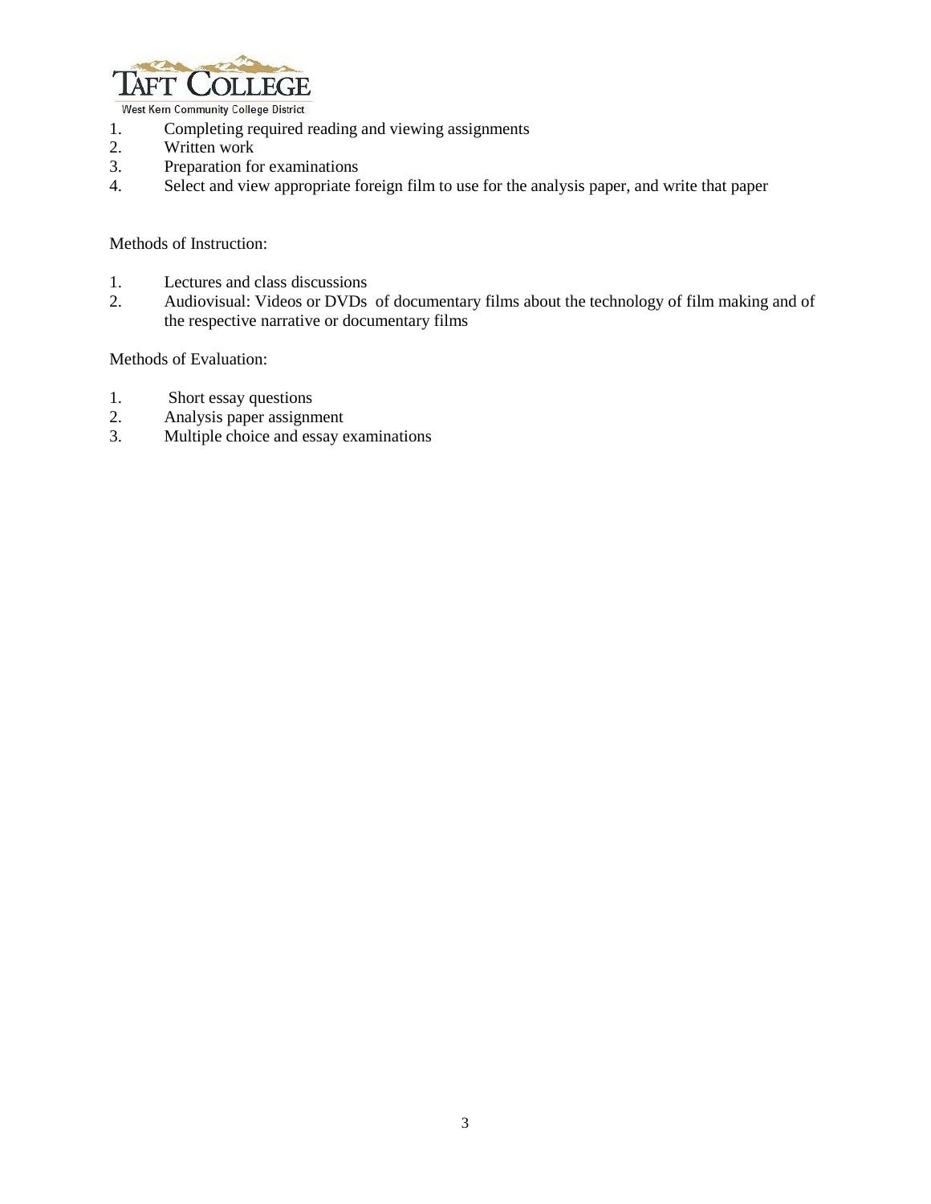1. Completing required reading and viewing assignments
2. Written work
3. Preparation for examinations
4. Select and view appropriate foreign film to use for the analysis paper, and write that paper

Methods of Instruction:

1. Lectures and class discussions
2. Audiovisual: Videos or DVDs of documentary films about the technology of film making and of the respective narrative or documentary films

Methods of Evaluation:

1. Short essay questions
2. Analysis paper assignment
3. Multiple choice and essay examinations